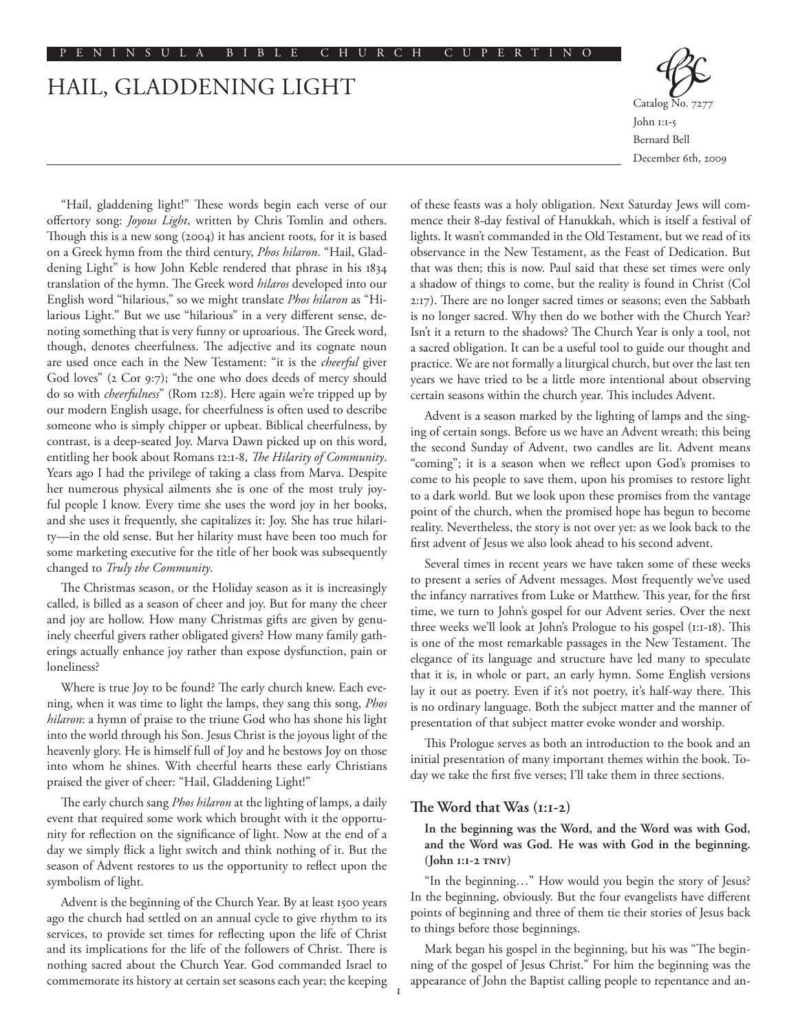# HAIL, GLADDENING LIGHT

Catalog No. 7277
John 1:1-5
Bernard Bell
December 6th, 2009

"Hail, gladdening light!" These words begin each verse of our offertory song: *Joyous Light*, written by Chris Tomlin and others. Though this is a new song (2004) it has ancient roots, for it is based on a Greek hymn from the third century, *Phos hilaron*. "Hail, Gladdening Light" is how John Keble rendered that phrase in his 1834 translation of the hymn. The Greek word *hilaros* developed into our English word "hilarious," so we might translate *Phos hilaron* as "Hilarious Light." But we use "hilarious" in a very different sense, denoting something that is very funny or uproarious. The Greek word, though, denotes cheerfulness. The adjective and its cognate noun are used once each in the New Testament: "it is the *cheerful* giver God loves" (2 Cor 9:7); "the one who does deeds of mercy should do so with *cheerfulness*" (Rom 12:8). Here again we're tripped up by our modern English usage, for cheerfulness is often used to describe someone who is simply chipper or upbeat. Biblical cheerfulness, by contrast, is a deep-seated Joy. Marva Dawn picked up on this word, entitling her book about Romans 12:1-8, *The Hilarity of Community*. Years ago I had the privilege of taking a class from Marva. Despite her numerous physical ailments she is one of the most truly joyful people I know. Every time she uses the word joy in her books, and she uses it frequently, she capitalizes it: Joy. She has true hilarity—in the old sense. But her hilarity must have been too much for some marketing executive for the title of her book was subsequently changed to *Truly the Community*.

The Christmas season, or the Holiday season as it is increasingly called, is billed as a season of cheer and joy. But for many the cheer and joy are hollow. How many Christmas gifts are given by genuinely cheerful givers rather obligated givers? How many family gatherings actually enhance joy rather than expose dysfunction, pain or loneliness?

Where is true Joy to be found? The early church knew. Each evening, when it was time to light the lamps, they sang this song, *Phos hilaron*: a hymn of praise to the triune God who has shone his light into the world through his Son. Jesus Christ is the joyous light of the heavenly glory. He is himself full of Joy and he bestows Joy on those into whom he shines. With cheerful hearts these early Christians praised the giver of cheer: "Hail, Gladdening Light!"

The early church sang *Phos hilaron* at the lighting of lamps, a daily event that required some work which brought with it the opportunity for reflection on the significance of light. Now at the end of a day we simply flick a light switch and think nothing of it. But the season of Advent restores to us the opportunity to reflect upon the symbolism of light.

Advent is the beginning of the Church Year. By at least 1500 years ago the church had settled on an annual cycle to give rhythm to its services, to provide set times for reflecting upon the life of Christ and its implications for the life of the followers of Christ. There is nothing sacred about the Church Year. God commanded Israel to commemorate its history at certain set seasons each year; the keeping of these feasts was a holy obligation. Next Saturday Jews will commence their 8-day festival of Hanukkah, which is itself a festival of lights. It wasn't commanded in the Old Testament, but we read of its observance in the New Testament, as the Feast of Dedication. But that was then; this is now. Paul said that these set times were only a shadow of things to come, but the reality is found in Christ (Col 2:17). There are no longer sacred times or seasons; even the Sabbath is no longer sacred. Why then do we bother with the Church Year? Isn't it a return to the shadows? The Church Year is only a tool, not a sacred obligation. It can be a useful tool to guide our thought and practice. We are not formally a liturgical church, but over the last ten years we have tried to be a little more intentional about observing certain seasons within the church year. This includes Advent.

Advent is a season marked by the lighting of lamps and the singing of certain songs. Before us we have an Advent wreath; this being the second Sunday of Advent, two candles are lit. Advent means "coming"; it is a season when we reflect upon God's promises to come to his people to save them, upon his promises to restore light to a dark world. But we look upon these promises from the vantage point of the church, when the promised hope has begun to become reality. Nevertheless, the story is not over yet: as we look back to the first advent of Jesus we also look ahead to his second advent.

Several times in recent years we have taken some of these weeks to present a series of Advent messages. Most frequently we've used the infancy narratives from Luke or Matthew. This year, for the first time, we turn to John's gospel for our Advent series. Over the next three weeks we'll look at John's Prologue to his gospel (1:1-18). This is one of the most remarkable passages in the New Testament. The elegance of its language and structure have led many to speculate that it is, in whole or part, an early hymn. Some English versions lay it out as poetry. Even if it's not poetry, it's half-way there. This is no ordinary language. Both the subject matter and the manner of presentation of that subject matter evoke wonder and worship.

This Prologue serves as both an introduction to the book and an initial presentation of many important themes within the book. Today we take the first five verses; I'll take them in three sections.

## The Word that Was (1:1-2)

**In the beginning was the Word, and the Word was with God, and the Word was God. He was with God in the beginning. (John 1:1-2 TNIV)**

"In the beginning…" How would you begin the story of Jesus? In the beginning, obviously. But the four evangelists have different points of beginning and three of them tie their stories of Jesus back to things before those beginnings.

Mark began his gospel in the beginning, but his was "The beginning of the gospel of Jesus Christ." For him the beginning was the appearance of John the Baptist calling people to repentance and an-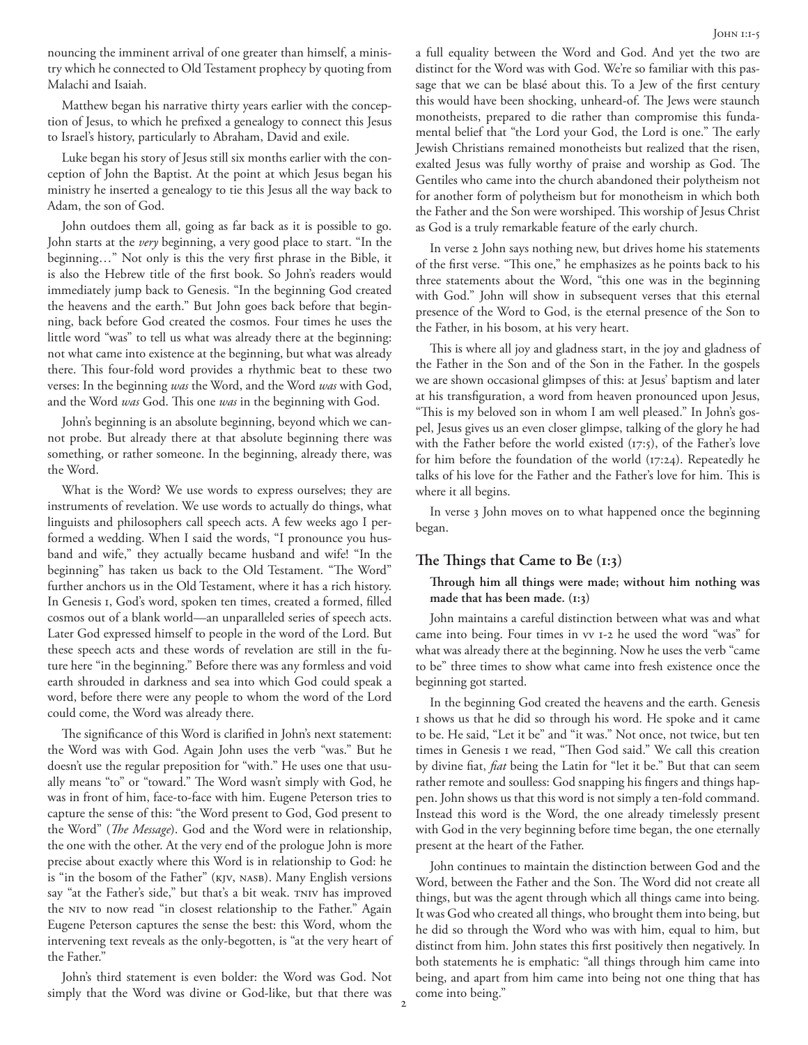nouncing the imminent arrival of one greater than himself, a ministry which he connected to Old Testament prophecy by quoting from Malachi and Isaiah.

Matthew began his narrative thirty years earlier with the conception of Jesus, to which he prefixed a genealogy to connect this Jesus to Israel's history, particularly to Abraham, David and exile.

Luke began his story of Jesus still six months earlier with the conception of John the Baptist. At the point at which Jesus began his ministry he inserted a genealogy to tie this Jesus all the way back to Adam, the son of God.

John outdoes them all, going as far back as it is possible to go. John starts at the *very* beginning, a very good place to start. "In the beginning…" Not only is this the very first phrase in the Bible, it is also the Hebrew title of the first book. So John's readers would immediately jump back to Genesis. "In the beginning God created the heavens and the earth." But John goes back before that beginning, back before God created the cosmos. Four times he uses the little word "was" to tell us what was already there at the beginning: not what came into existence at the beginning, but what was already there. This four-fold word provides a rhythmic beat to these two verses: In the beginning *was* the Word, and the Word *was* with God, and the Word *was* God. This one *was* in the beginning with God.

John's beginning is an absolute beginning, beyond which we cannot probe. But already there at that absolute beginning there was something, or rather someone. In the beginning, already there, was the Word.

What is the Word? We use words to express ourselves; they are instruments of revelation. We use words to actually do things, what linguists and philosophers call speech acts. A few weeks ago I performed a wedding. When I said the words, "I pronounce you husband and wife," they actually became husband and wife! "In the beginning" has taken us back to the Old Testament. "The Word" further anchors us in the Old Testament, where it has a rich history. In Genesis 1, God's word, spoken ten times, created a formed, filled cosmos out of a blank world—an unparalleled series of speech acts. Later God expressed himself to people in the word of the Lord. But these speech acts and these words of revelation are still in the future here "in the beginning." Before there was any formless and void earth shrouded in darkness and sea into which God could speak a word, before there were any people to whom the word of the Lord could come, the Word was already there.

The significance of this Word is clarified in John's next statement: the Word was with God. Again John uses the verb "was." But he doesn't use the regular preposition for "with." He uses one that usually means "to" or "toward." The Word wasn't simply with God, he was in front of him, face-to-face with him. Eugene Peterson tries to capture the sense of this: "the Word present to God, God present to the Word" (*The Message*). God and the Word were in relationship, the one with the other. At the very end of the prologue John is more precise about exactly where this Word is in relationship to God: he is "in the bosom of the Father" (KJV, NASB). Many English versions say "at the Father's side," but that's a bit weak. TNIV has improved the NIV to now read "in closest relationship to the Father." Again Eugene Peterson captures the sense the best: this Word, whom the intervening text reveals as the only-begotten, is "at the very heart of the Father."

John's third statement is even bolder: the Word was God. Not simply that the Word was divine or God-like, but that there was a full equality between the Word and God. And yet the two are distinct for the Word was with God. We're so familiar with this passage that we can be blasé about this. To a Jew of the first century this would have been shocking, unheard-of. The Jews were staunch monotheists, prepared to die rather than compromise this fundamental belief that "the Lord your God, the Lord is one." The early Jewish Christians remained monotheists but realized that the risen, exalted Jesus was fully worthy of praise and worship as God. The Gentiles who came into the church abandoned their polytheism not for another form of polytheism but for monotheism in which both the Father and the Son were worshiped. This worship of Jesus Christ as God is a truly remarkable feature of the early church.

In verse 2 John says nothing new, but drives home his statements of the first verse. "This one," he emphasizes as he points back to his three statements about the Word, "this one was in the beginning with God." John will show in subsequent verses that this eternal presence of the Word to God, is the eternal presence of the Son to the Father, in his bosom, at his very heart.

This is where all joy and gladness start, in the joy and gladness of the Father in the Son and of the Son in the Father. In the gospels we are shown occasional glimpses of this: at Jesus' baptism and later at his transfiguration, a word from heaven pronounced upon Jesus, "This is my beloved son in whom I am well pleased." In John's gospel, Jesus gives us an even closer glimpse, talking of the glory he had with the Father before the world existed (17:5), of the Father's love for him before the foundation of the world (17:24). Repeatedly he talks of his love for the Father and the Father's love for him. This is where it all begins.

In verse 3 John moves on to what happened once the beginning began.

## The Things that Came to Be (1:3)

**Through him all things were made; without him nothing was made that has been made. (1:3)**

John maintains a careful distinction between what was and what came into being. Four times in vv 1-2 he used the word "was" for what was already there at the beginning. Now he uses the verb "came to be" three times to show what came into fresh existence once the beginning got started.

In the beginning God created the heavens and the earth. Genesis 1 shows us that he did so through his word. He spoke and it came to be. He said, "Let it be" and "it was." Not once, not twice, but ten times in Genesis 1 we read, "Then God said." We call this creation by divine fiat, *fiat* being the Latin for "let it be." But that can seem rather remote and soulless: God snapping his fingers and things happen. John shows us that this word is not simply a ten-fold command. Instead this word is the Word, the one already timelessly present with God in the very beginning before time began, the one eternally present at the heart of the Father.

John continues to maintain the distinction between God and the Word, between the Father and the Son. The Word did not create all things, but was the agent through which all things came into being. It was God who created all things, who brought them into being, but he did so through the Word who was with him, equal to him, but distinct from him. John states this first positively then negatively. In both statements he is emphatic: "all things through him came into being, and apart from him came into being not one thing that has come into being."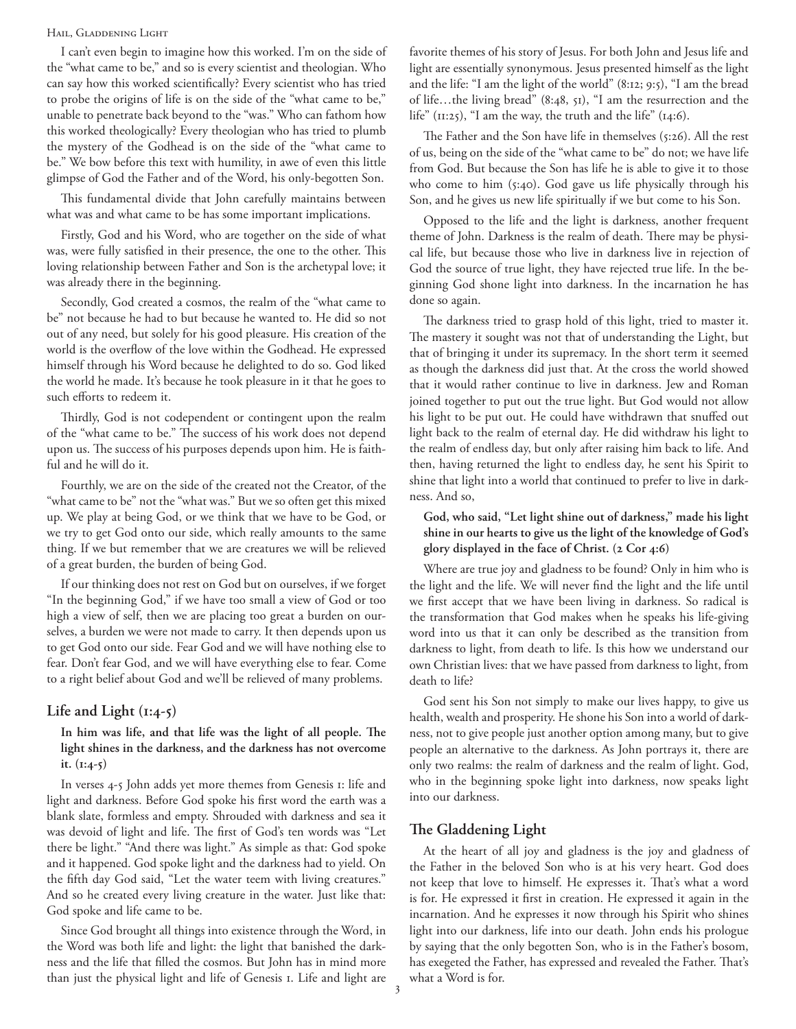I can't even begin to imagine how this worked. I'm on the side of the "what came to be," and so is every scientist and theologian. Who can say how this worked scientifically? Every scientist who has tried to probe the origins of life is on the side of the "what came to be," unable to penetrate back beyond to the "was." Who can fathom how this worked theologically? Every theologian who has tried to plumb the mystery of the Godhead is on the side of the "what came to be." We bow before this text with humility, in awe of even this little glimpse of God the Father and of the Word, his only-begotten Son.

This fundamental divide that John carefully maintains between what was and what came to be has some important implications.

Firstly, God and his Word, who are together on the side of what was, were fully satisfied in their presence, the one to the other. This loving relationship between Father and Son is the archetypal love; it was already there in the beginning.

Secondly, God created a cosmos, the realm of the "what came to be" not because he had to but because he wanted to. He did so not out of any need, but solely for his good pleasure. His creation of the world is the overflow of the love within the Godhead. He expressed himself through his Word because he delighted to do so. God liked the world he made. It's because he took pleasure in it that he goes to such efforts to redeem it.

Thirdly, God is not codependent or contingent upon the realm of the "what came to be." The success of his work does not depend upon us. The success of his purposes depends upon him. He is faithful and he will do it.

Fourthly, we are on the side of the created not the Creator, of the "what came to be" not the "what was." But we so often get this mixed up. We play at being God, or we think that we have to be God, or we try to get God onto our side, which really amounts to the same thing. If we but remember that we are creatures we will be relieved of a great burden, the burden of being God.

If our thinking does not rest on God but on ourselves, if we forget "In the beginning God," if we have too small a view of God or too high a view of self, then we are placing too great a burden on ourselves, a burden we were not made to carry. It then depends upon us to get God onto our side. Fear God and we will have nothing else to fear. Don't fear God, and we will have everything else to fear. Come to a right belief about God and we'll be relieved of many problems.

## Life and Light (1:4-5)

**In him was life, and that life was the light of all people. The light shines in the darkness, and the darkness has not overcome it. (1:4-5)**

In verses 4-5 John adds yet more themes from Genesis 1: life and light and darkness. Before God spoke his first word the earth was a blank slate, formless and empty. Shrouded with darkness and sea it was devoid of light and life. The first of God's ten words was "Let there be light." "And there was light." As simple as that: God spoke and it happened. God spoke light and the darkness had to yield. On the fifth day God said, "Let the water teem with living creatures." And so he created every living creature in the water. Just like that: God spoke and life came to be.

Since God brought all things into existence through the Word, in the Word was both life and light: the light that banished the darkness and the life that filled the cosmos. But John has in mind more than just the physical light and life of Genesis 1. Life and light are favorite themes of his story of Jesus. For both John and Jesus life and light are essentially synonymous. Jesus presented himself as the light and the life: "I am the light of the world" (8:12; 9:5), "I am the bread of life…the living bread" (8:48, 51), "I am the resurrection and the life" (11:25), "I am the way, the truth and the life" (14:6).

The Father and the Son have life in themselves (5:26). All the rest of us, being on the side of the "what came to be" do not; we have life from God. But because the Son has life he is able to give it to those who come to him (5:40). God gave us life physically through his Son, and he gives us new life spiritually if we but come to his Son.

Opposed to the life and the light is darkness, another frequent theme of John. Darkness is the realm of death. There may be physical life, but because those who live in darkness live in rejection of God the source of true light, they have rejected true life. In the beginning God shone light into darkness. In the incarnation he has done so again.

The darkness tried to grasp hold of this light, tried to master it. The mastery it sought was not that of understanding the Light, but that of bringing it under its supremacy. In the short term it seemed as though the darkness did just that. At the cross the world showed that it would rather continue to live in darkness. Jew and Roman joined together to put out the true light. But God would not allow his light to be put out. He could have withdrawn that snuffed out light back to the realm of eternal day. He did withdraw his light to the realm of endless day, but only after raising him back to life. And then, having returned the light to endless day, he sent his Spirit to shine that light into a world that continued to prefer to live in darkness. And so,

**God, who said, "Let light shine out of darkness," made his light shine in our hearts to give us the light of the knowledge of God's glory displayed in the face of Christ. (2 Cor 4:6)**

Where are true joy and gladness to be found? Only in him who is the light and the life. We will never find the light and the life until we first accept that we have been living in darkness. So radical is the transformation that God makes when he speaks his life-giving word into us that it can only be described as the transition from darkness to light, from death to life. Is this how we understand our own Christian lives: that we have passed from darkness to light, from death to life?

God sent his Son not simply to make our lives happy, to give us health, wealth and prosperity. He shone his Son into a world of darkness, not to give people just another option among many, but to give people an alternative to the darkness. As John portrays it, there are only two realms: the realm of darkness and the realm of light. God, who in the beginning spoke light into darkness, now speaks light into our darkness.

## The Gladdening Light

At the heart of all joy and gladness is the joy and gladness of the Father in the beloved Son who is at his very heart. God does not keep that love to himself. He expresses it. That's what a word is for. He expressed it first in creation. He expressed it again in the incarnation. And he expresses it now through his Spirit who shines light into our darkness, life into our death. John ends his prologue by saying that the only begotten Son, who is in the Father's bosom, has exegeted the Father, has expressed and revealed the Father. That's what a Word is for.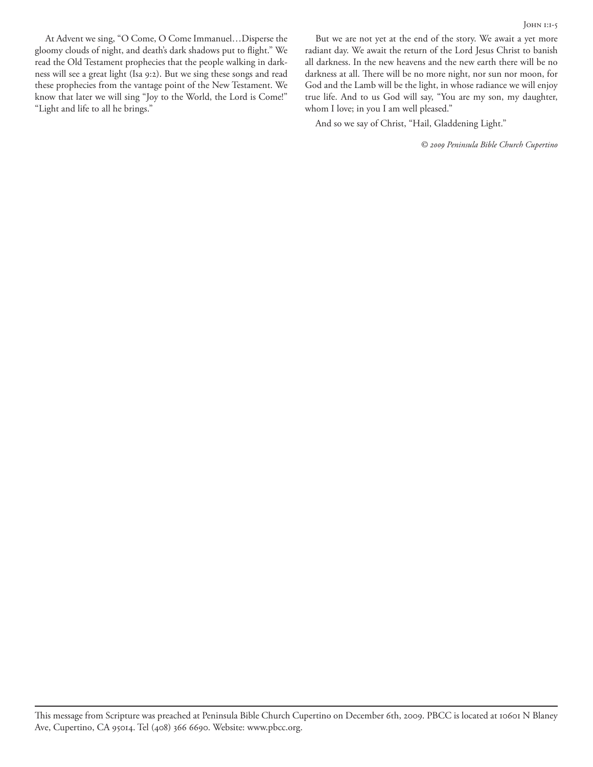At Advent we sing, "O Come, O Come Immanuel…Disperse the gloomy clouds of night, and death's dark shadows put to flight." We read the Old Testament prophecies that the people walking in darkness will see a great light (Isa 9:2). But we sing these songs and read these prophecies from the vantage point of the New Testament. We know that later we will sing "Joy to the World, the Lord is Come!" "Light and life to all he brings."

But we are not yet at the end of the story. We await a yet more radiant day. We await the return of the Lord Jesus Christ to banish all darkness. In the new heavens and the new earth there will be no darkness at all. There will be no more night, nor sun nor moon, for God and the Lamb will be the light, in whose radiance we will enjoy true life. And to us God will say, "You are my son, my daughter, whom I love; in you I am well pleased."

And so we say of Christ, "Hail, Gladdening Light."

*© 2009 Peninsula Bible Church Cupertino*

---

This message from Scripture was preached at Peninsula Bible Church Cupertino on December 6th, 2009. PBCC is located at 10601 N Blaney Ave, Cupertino, CA 95014. Tel (408) 366 6690. Website: www.pbcc.org.